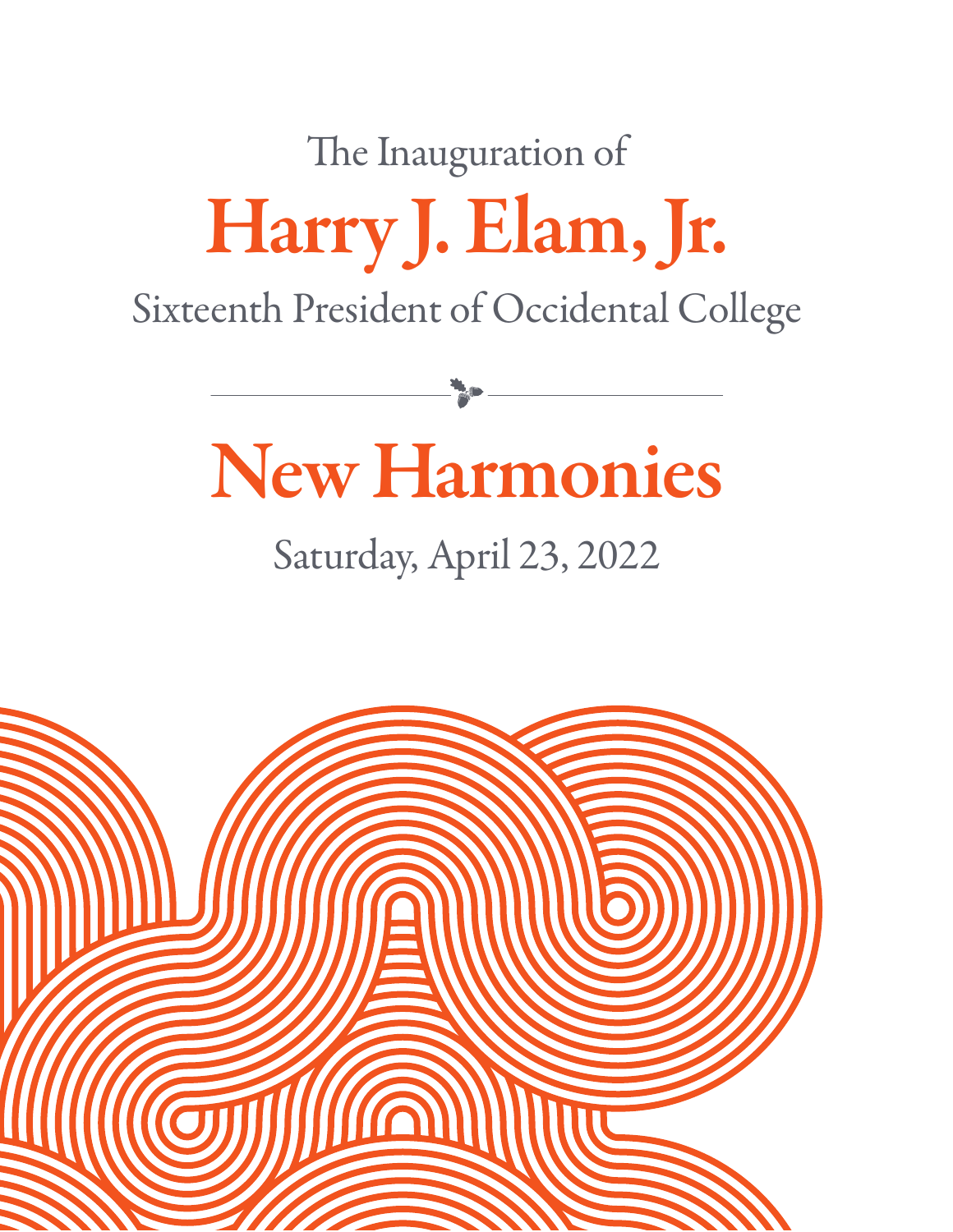The Inauguration of

# Harry J. Elam, Jr.

Sixteenth President of Occidental College

---

# New Harmonies

Saturday, April 23, 2022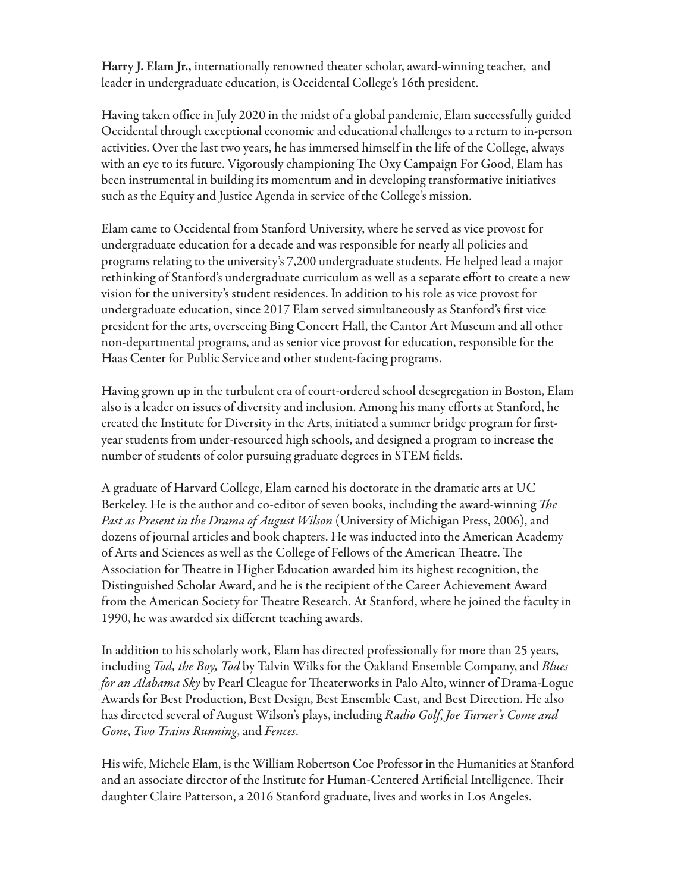**Harry J. Elam Jr.,** internationally renowned theater scholar, award-winning teacher, and leader in undergraduate education, is Occidental College's 16th president.

Having taken office in July 2020 in the midst of a global pandemic, Elam successfully guided Occidental through exceptional economic and educational challenges to a return to in-person activities. Over the last two years, he has immersed himself in the life of the College, always with an eye to its future. Vigorously championing The Oxy Campaign For Good, Elam has been instrumental in building its momentum and in developing transformative initiatives such as the Equity and Justice Agenda in service of the College's mission.

Elam came to Occidental from Stanford University, where he served as vice provost for undergraduate education for a decade and was responsible for nearly all policies and programs relating to the university's 7,200 undergraduate students. He helped lead a major rethinking of Stanford's undergraduate curriculum as well as a separate effort to create a new vision for the university's student residences. In addition to his role as vice provost for undergraduate education, since 2017 Elam served simultaneously as Stanford's first vice president for the arts, overseeing Bing Concert Hall, the Cantor Art Museum and all other non-departmental programs, and as senior vice provost for education, responsible for the Haas Center for Public Service and other student-facing programs.

Having grown up in the turbulent era of court-ordered school desegregation in Boston, Elam also is a leader on issues of diversity and inclusion. Among his many efforts at Stanford, he created the Institute for Diversity in the Arts, initiated a summer bridge program for first-year students from under-resourced high schools, and designed a program to increase the number of students of color pursuing graduate degrees in STEM fields.

A graduate of Harvard College, Elam earned his doctorate in the dramatic arts at UC Berkeley. He is the author and co-editor of seven books, including the award-winning *The Past as Present in the Drama of August Wilson* (University of Michigan Press, 2006), and dozens of journal articles and book chapters. He was inducted into the American Academy of Arts and Sciences as well as the College of Fellows of the American Theatre. The Association for Theatre in Higher Education awarded him its highest recognition, the Distinguished Scholar Award, and he is the recipient of the Career Achievement Award from the American Society for Theatre Research. At Stanford, where he joined the faculty in 1990, he was awarded six different teaching awards.

In addition to his scholarly work, Elam has directed professionally for more than 25 years, including *Tod, the Boy, Tod* by Talvin Wilks for the Oakland Ensemble Company, and *Blues for an Alabama Sky* by Pearl Cleague for Theaterworks in Palo Alto, winner of Drama-Logue Awards for Best Production, Best Design, Best Ensemble Cast, and Best Direction. He also has directed several of August Wilson's plays, including *Radio Golf*, *Joe Turner's Come and Gone*, *Two Trains Running*, and *Fences*.

His wife, Michele Elam, is the William Robertson Coe Professor in the Humanities at Stanford and an associate director of the Institute for Human-Centered Artificial Intelligence. Their daughter Claire Patterson, a 2016 Stanford graduate, lives and works in Los Angeles.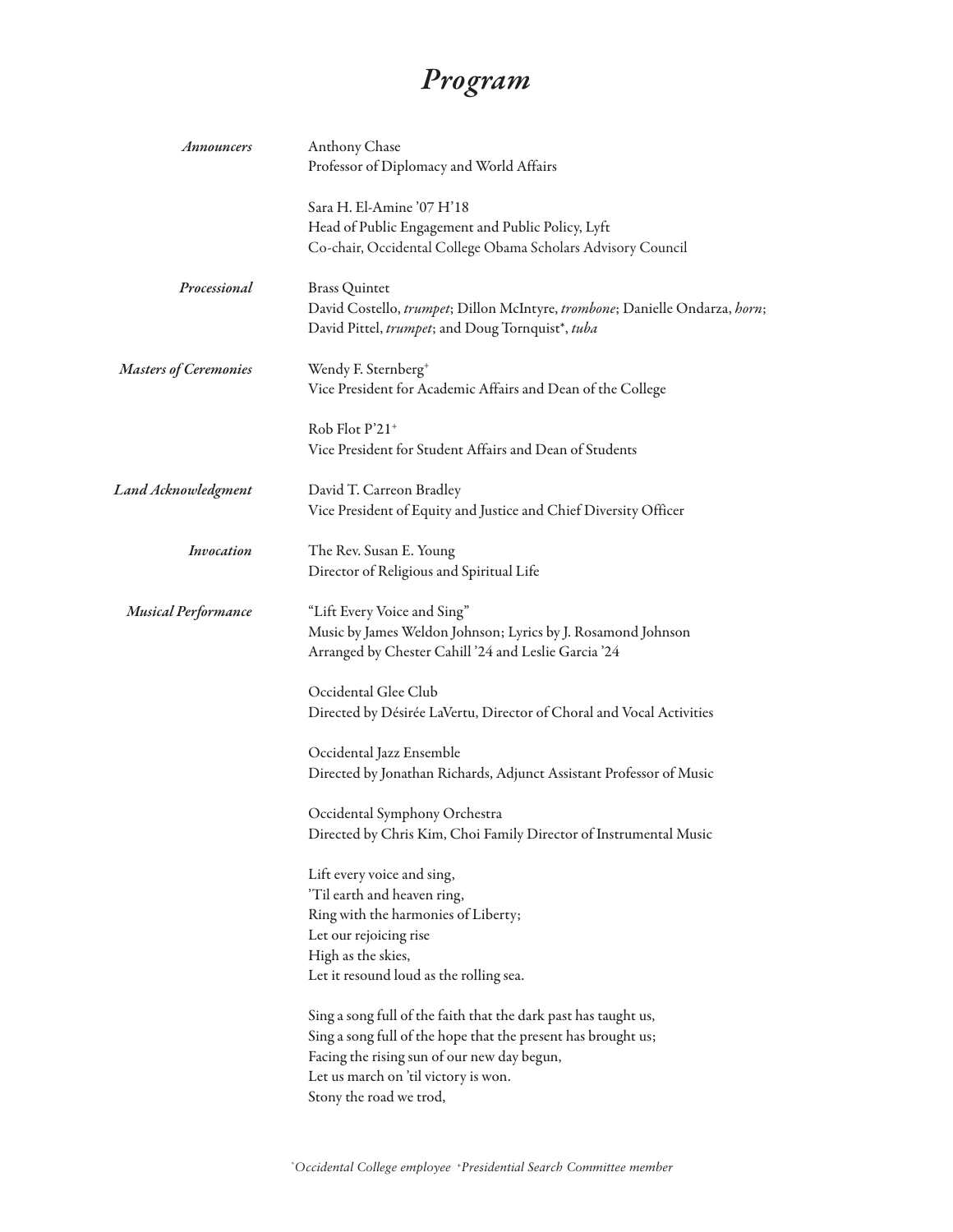# *Program*

*Announcers*

Anthony Chase
Professor of Diplomacy and World Affairs

Sara H. El-Amine '07 H'18
Head of Public Engagement and Public Policy, Lyft
Co-chair, Occidental College Obama Scholars Advisory Council

*Processional*

Brass Quintet
David Costello, *trumpet*; Dillon McIntyre, *trombone*; Danielle Ondarza, *horn*; David Pittel, *trumpet*; and Doug Tornquist*, *tuba*

*Masters of Ceremonies*

Wendy F. Sternberg+
Vice President for Academic Affairs and Dean of the College

Rob Flot P'21+
Vice President for Student Affairs and Dean of Students

*Land Acknowledgment*

David T. Carreon Bradley
Vice President of Equity and Justice and Chief Diversity Officer

*Invocation*

The Rev. Susan E. Young
Director of Religious and Spiritual Life

*Musical Performance*

"Lift Every Voice and Sing"
Music by James Weldon Johnson; Lyrics by J. Rosamond Johnson
Arranged by Chester Cahill '24 and Leslie Garcia '24

Occidental Glee Club
Directed by Désirée LaVertu, Director of Choral and Vocal Activities

Occidental Jazz Ensemble
Directed by Jonathan Richards, Adjunct Assistant Professor of Music

Occidental Symphony Orchestra
Directed by Chris Kim, Choi Family Director of Instrumental Music

Lift every voice and sing,
'Til earth and heaven ring,
Ring with the harmonies of Liberty;
Let our rejoicing rise
High as the skies,
Let it resound loud as the rolling sea.

Sing a song full of the faith that the dark past has taught us,
Sing a song full of the hope that the present has brought us;
Facing the rising sun of our new day begun,
Let us march on 'til victory is won.
Stony the road we trod,

*\*Occidental College employee +Presidential Search Committee member*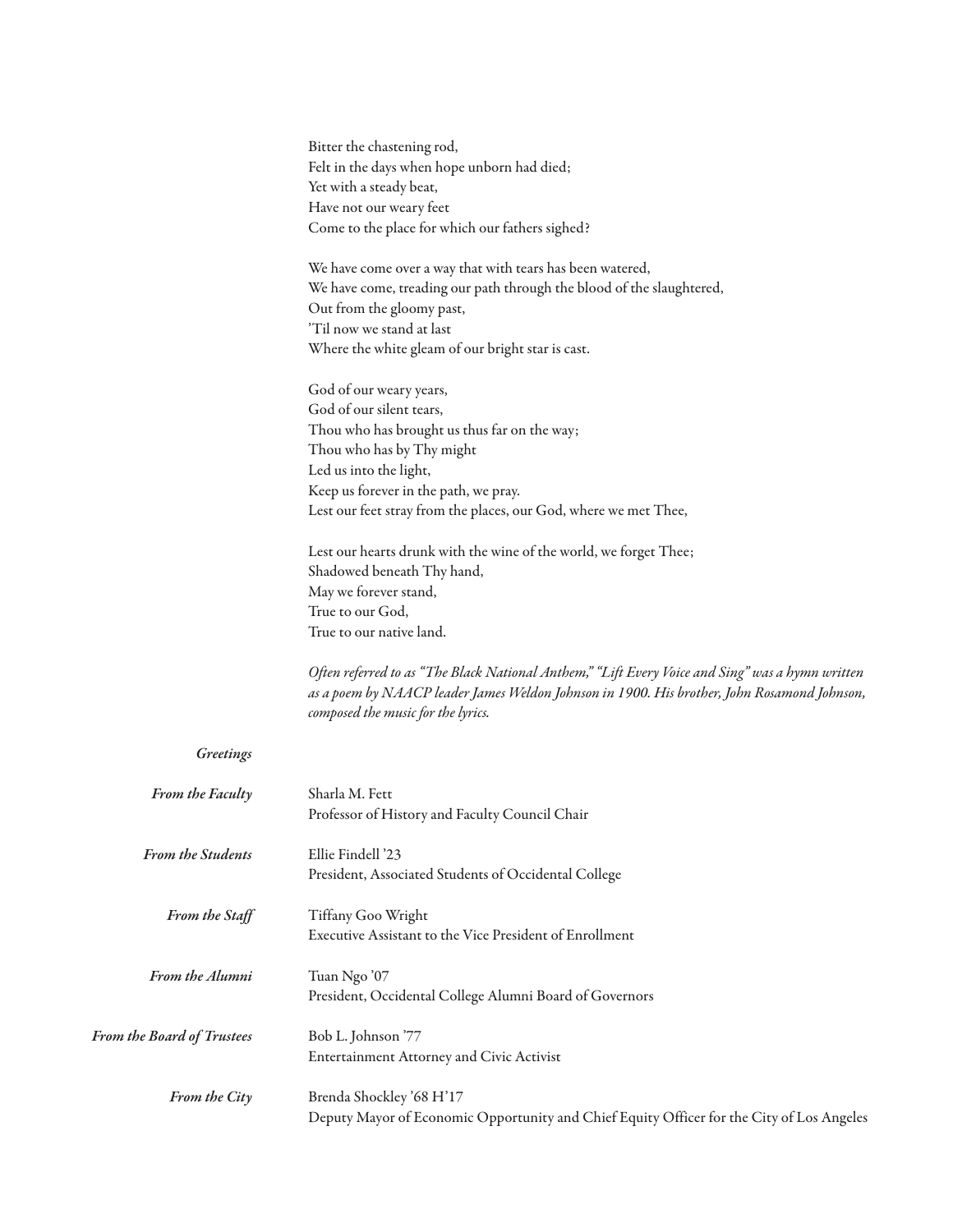Bitter the chastening rod,
Felt in the days when hope unborn had died;
Yet with a steady beat,
Have not our weary feet
Come to the place for which our fathers sighed?

We have come over a way that with tears has been watered,
We have come, treading our path through the blood of the slaughtered,
Out from the gloomy past,
'Til now we stand at last
Where the white gleam of our bright star is cast.

God of our weary years,
God of our silent tears,
Thou who has brought us thus far on the way;
Thou who has by Thy might
Led us into the light,
Keep us forever in the path, we pray.
Lest our feet stray from the places, our God, where we met Thee,

Lest our hearts drunk with the wine of the world, we forget Thee;
Shadowed beneath Thy hand,
May we forever stand,
True to our God,
True to our native land.

*Often referred to as "The Black National Anthem," "Lift Every Voice and Sing" was a hymn written as a poem by NAACP leader James Weldon Johnson in 1900. His brother, John Rosamond Johnson, composed the music for the lyrics.*

*Greetings*

*From the Faculty* — Sharla M. Fett
Professor of History and Faculty Council Chair

*From the Students* — Ellie Findell '23
President, Associated Students of Occidental College

*From the Staff* — Tiffany Goo Wright
Executive Assistant to the Vice President of Enrollment

*From the Alumni* — Tuan Ngo '07
President, Occidental College Alumni Board of Governors

*From the Board of Trustees* — Bob L. Johnson '77
Entertainment Attorney and Civic Activist

*From the City* — Brenda Shockley '68 H'17
Deputy Mayor of Economic Opportunity and Chief Equity Officer for the City of Los Angeles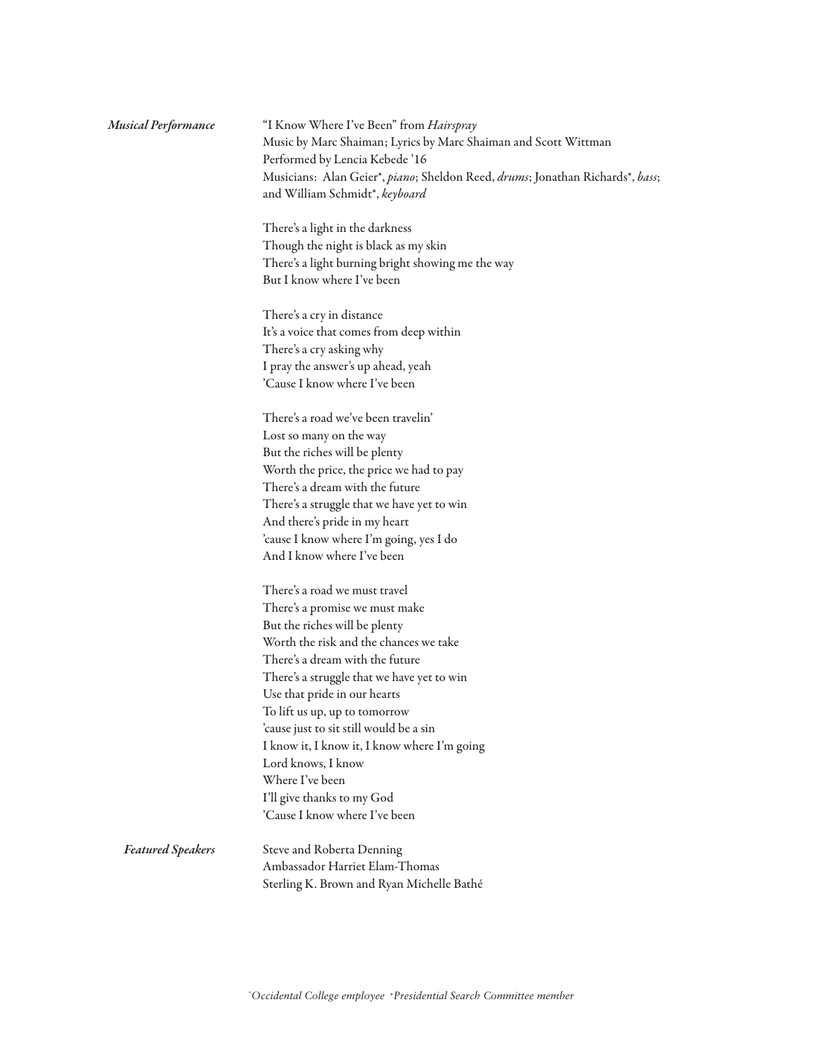*Musical Performance*

"I Know Where I've Been" from *Hairspray*
Music by Marc Shaiman; Lyrics by Marc Shaiman and Scott Wittman
Performed by Lencia Kebede '16
Musicians: Alan Geier*, *piano*; Sheldon Reed, *drums*; Jonathan Richards*, *bass*; and William Schmidt*, *keyboard*

There's a light in the darkness
Though the night is black as my skin
There's a light burning bright showing me the way
But I know where I've been

There's a cry in distance
It's a voice that comes from deep within
There's a cry asking why
I pray the answer's up ahead, yeah
'Cause I know where I've been

There's a road we've been travelin'
Lost so many on the way
But the riches will be plenty
Worth the price, the price we had to pay
There's a dream with the future
There's a struggle that we have yet to win
And there's pride in my heart
'cause I know where I'm going, yes I do
And I know where I've been

There's a road we must travel
There's a promise we must make
But the riches will be plenty
Worth the risk and the chances we take
There's a dream with the future
There's a struggle that we have yet to win
Use that pride in our hearts
To lift us up, up to tomorrow
'cause just to sit still would be a sin
I know it, I know it, I know where I'm going
Lord knows, I know
Where I've been
I'll give thanks to my God
'Cause I know where I've been

*Featured Speakers*

Steve and Roberta Denning
Ambassador Harriet Elam-Thomas
Sterling K. Brown and Ryan Michelle Bathé

*Occidental College employee +Presidential Search Committee member*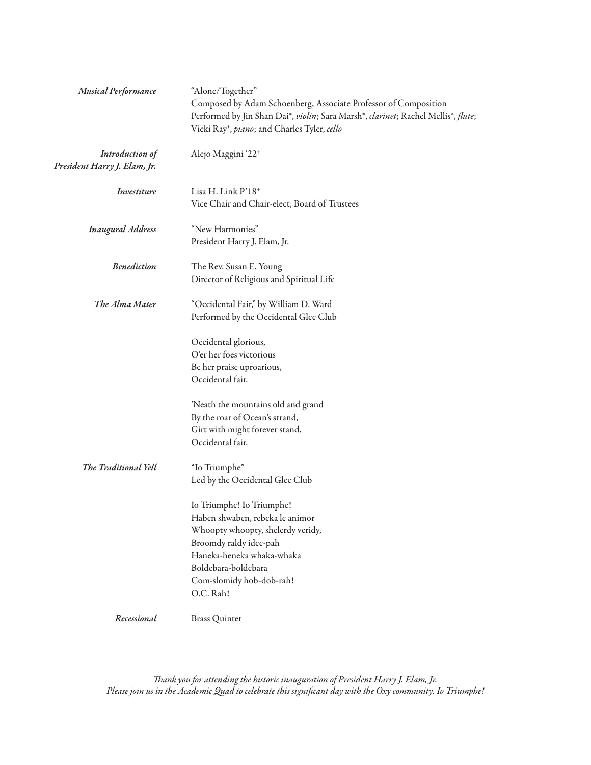*Musical Performance*

"Alone/Together"
Composed by Adam Schoenberg, Associate Professor of Composition
Performed by Jin Shan Dai*, *violin*; Sara Marsh*, *clarinet*; Rachel Mellis*, *flute*; Vicki Ray*, *piano*; and Charles Tyler, *cello*

*Introduction of President Harry J. Elam, Jr.*

Alejo Maggini '22+

*Investiture*

Lisa H. Link P'18+
Vice Chair and Chair-elect, Board of Trustees

*Inaugural Address*

"New Harmonies"
President Harry J. Elam, Jr.

*Benediction*

The Rev. Susan E. Young
Director of Religious and Spiritual Life

*The Alma Mater*

"Occidental Fair," by William D. Ward
Performed by the Occidental Glee Club

Occidental glorious,
O'er her foes victorious
Be her praise uproarious,
Occidental fair.

'Neath the mountains old and grand
By the roar of Ocean's strand,
Girt with might forever stand,
Occidental fair.

*The Traditional Yell*

"Io Triumphe"
Led by the Occidental Glee Club

Io Triumphe! Io Triumphe!
Haben shwaben, rebeka le animor
Whoopty whoopty, shelerdy veridy,
Broomdy raldy idee-pah
Haneka-heneka whaka-whaka
Boldebara-boldebara
Com-slomidy hob-dob-rah!
O.C. Rah!

*Recessional*

Brass Quintet

*Thank you for attending the historic inauguration of President Harry J. Elam, Jr. Please join us in the Academic Quad to celebrate this significant day with the Oxy community. Io Triumphe!*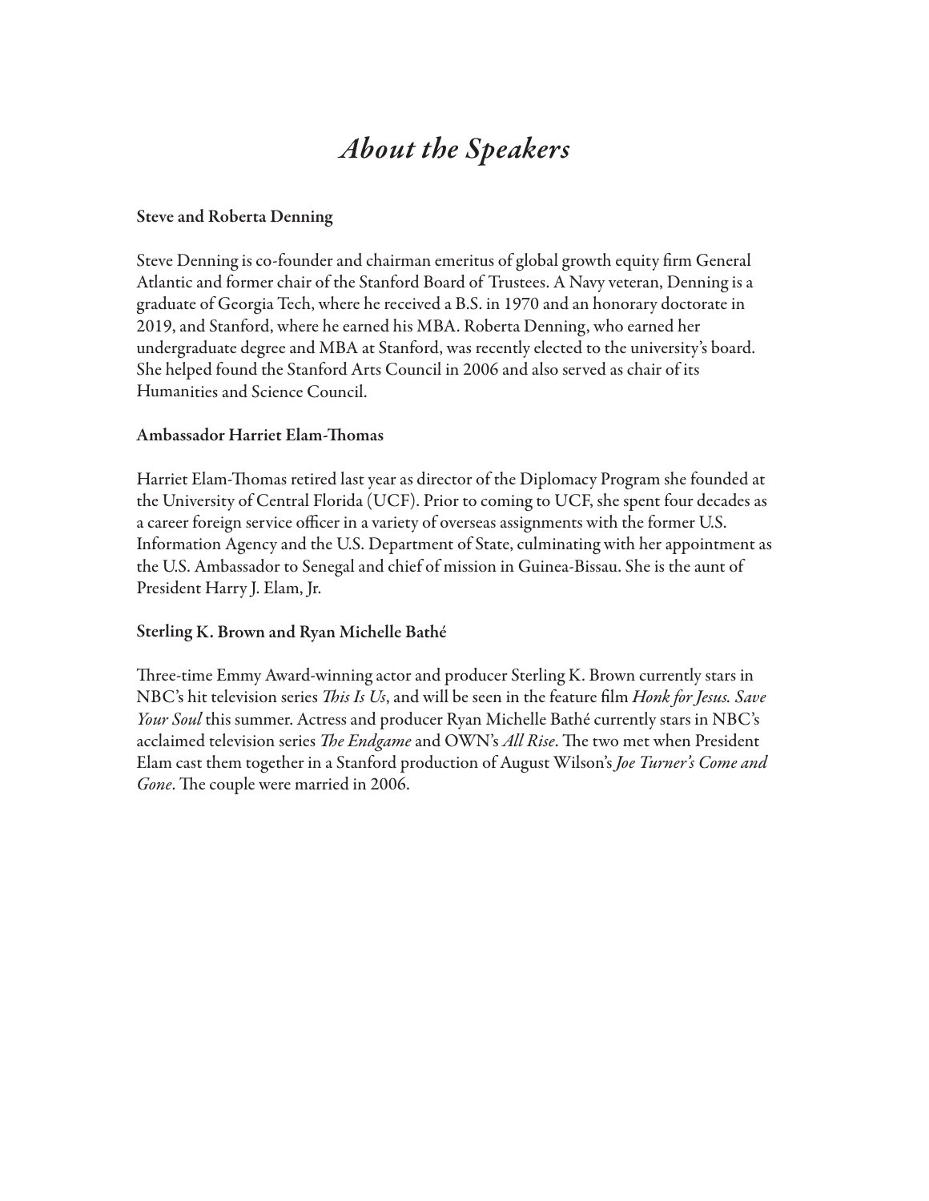# *About the Speakers*

**Steve and Roberta Denning**

Steve Denning is co-founder and chairman emeritus of global growth equity firm General Atlantic and former chair of the Stanford Board of Trustees. A Navy veteran, Denning is a graduate of Georgia Tech, where he received a B.S. in 1970 and an honorary doctorate in 2019, and Stanford, where he earned his MBA. Roberta Denning, who earned her undergraduate degree and MBA at Stanford, was recently elected to the university's board. She helped found the Stanford Arts Council in 2006 and also served as chair of its Humanities and Science Council.

**Ambassador Harriet Elam-Thomas**

Harriet Elam-Thomas retired last year as director of the Diplomacy Program she founded at the University of Central Florida (UCF). Prior to coming to UCF, she spent four decades as a career foreign service officer in a variety of overseas assignments with the former U.S. Information Agency and the U.S. Department of State, culminating with her appointment as the U.S. Ambassador to Senegal and chief of mission in Guinea-Bissau. She is the aunt of President Harry J. Elam, Jr.

**Sterling K. Brown and Ryan Michelle Bathé**

Three-time Emmy Award-winning actor and producer Sterling K. Brown currently stars in NBC's hit television series *This Is Us*, and will be seen in the feature film *Honk for Jesus. Save Your Soul* this summer. Actress and producer Ryan Michelle Bathé currently stars in NBC's acclaimed television series *The Endgame* and OWN's *All Rise*. The two met when President Elam cast them together in a Stanford production of August Wilson's *Joe Turner's Come and Gone*. The couple were married in 2006.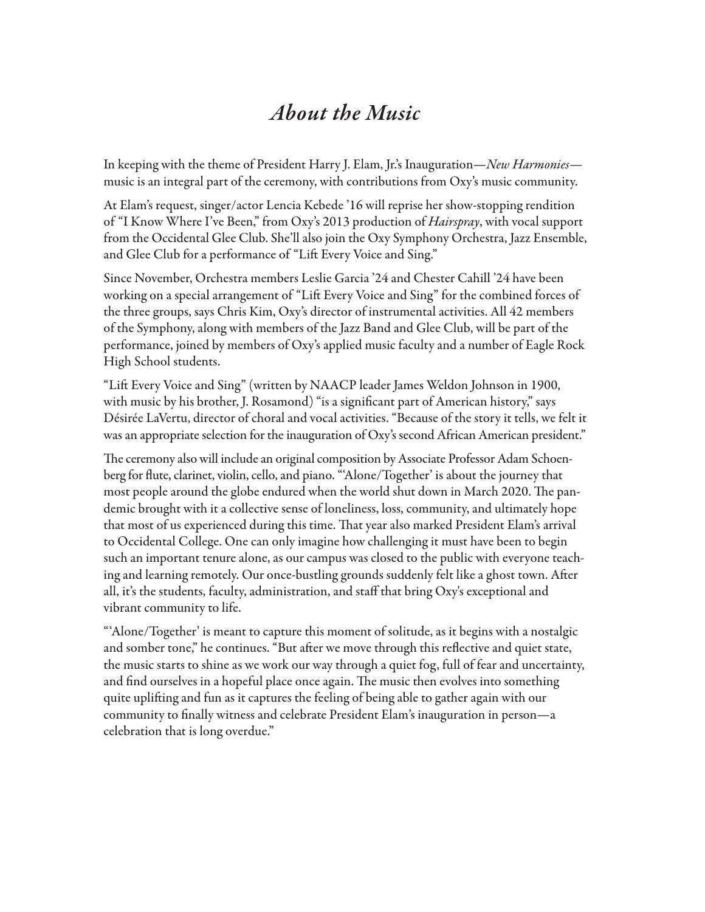# *About the Music*

In keeping with the theme of President Harry J. Elam, Jr.'s Inauguration—*New Harmonies*—music is an integral part of the ceremony, with contributions from Oxy's music community.

At Elam's request, singer/actor Lencia Kebede '16 will reprise her show-stopping rendition of "I Know Where I've Been," from Oxy's 2013 production of *Hairspray*, with vocal support from the Occidental Glee Club. She'll also join the Oxy Symphony Orchestra, Jazz Ensemble, and Glee Club for a performance of "Lift Every Voice and Sing."

Since November, Orchestra members Leslie Garcia '24 and Chester Cahill '24 have been working on a special arrangement of "Lift Every Voice and Sing" for the combined forces of the three groups, says Chris Kim, Oxy's director of instrumental activities. All 42 members of the Symphony, along with members of the Jazz Band and Glee Club, will be part of the performance, joined by members of Oxy's applied music faculty and a number of Eagle Rock High School students.

"Lift Every Voice and Sing" (written by NAACP leader James Weldon Johnson in 1900, with music by his brother, J. Rosamond) "is a significant part of American history," says Désirée LaVertu, director of choral and vocal activities. "Because of the story it tells, we felt it was an appropriate selection for the inauguration of Oxy's second African American president."

The ceremony also will include an original composition by Associate Professor Adam Schoenberg for flute, clarinet, violin, cello, and piano. "'Alone/Together' is about the journey that most people around the globe endured when the world shut down in March 2020. The pandemic brought with it a collective sense of loneliness, loss, community, and ultimately hope that most of us experienced during this time. That year also marked President Elam's arrival to Occidental College. One can only imagine how challenging it must have been to begin such an important tenure alone, as our campus was closed to the public with everyone teaching and learning remotely. Our once-bustling grounds suddenly felt like a ghost town. After all, it's the students, faculty, administration, and staff that bring Oxy's exceptional and vibrant community to life.

"'Alone/Together' is meant to capture this moment of solitude, as it begins with a nostalgic and somber tone," he continues. "But after we move through this reflective and quiet state, the music starts to shine as we work our way through a quiet fog, full of fear and uncertainty, and find ourselves in a hopeful place once again. The music then evolves into something quite uplifting and fun as it captures the feeling of being able to gather again with our community to finally witness and celebrate President Elam's inauguration in person—a celebration that is long overdue."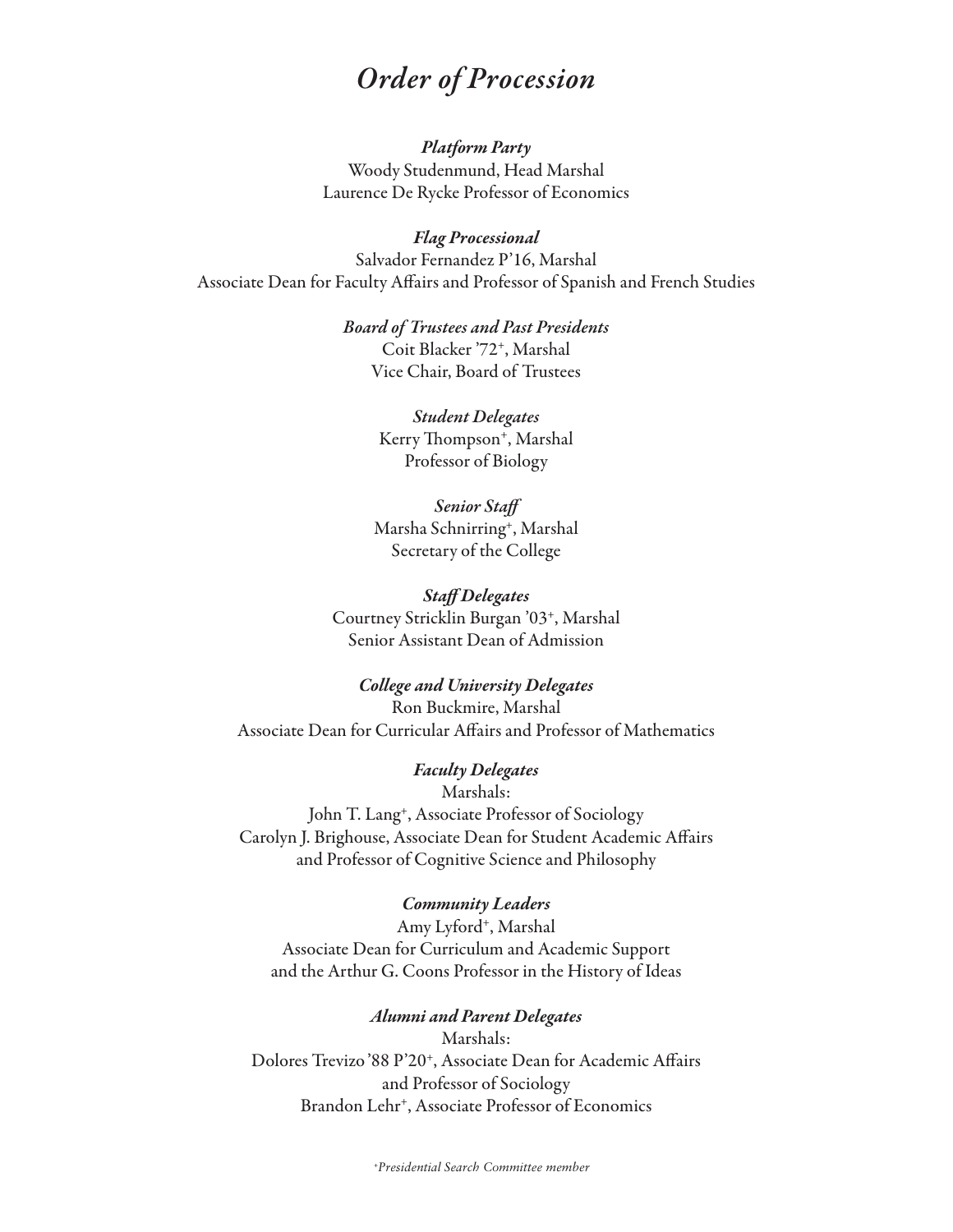# *Order of Procession*

***Platform Party***

Woody Studenmund, Head Marshal
Laurence De Rycke Professor of Economics

***Flag Processional***

Salvador Fernandez P'16, Marshal
Associate Dean for Faculty Affairs and Professor of Spanish and French Studies

***Board of Trustees and Past Presidents***

Coit Blacker '72⁺, Marshal
Vice Chair, Board of Trustees

***Student Delegates***

Kerry Thompson⁺, Marshal
Professor of Biology

***Senior Staff***

Marsha Schnirring⁺, Marshal
Secretary of the College

***Staff Delegates***

Courtney Stricklin Burgan '03⁺, Marshal
Senior Assistant Dean of Admission

***College and University Delegates***

Ron Buckmire, Marshal
Associate Dean for Curricular Affairs and Professor of Mathematics

***Faculty Delegates***

Marshals:
John T. Lang⁺, Associate Professor of Sociology
Carolyn J. Brighouse, Associate Dean for Student Academic Affairs
and Professor of Cognitive Science and Philosophy

***Community Leaders***

Amy Lyford⁺, Marshal
Associate Dean for Curriculum and Academic Support
and the Arthur G. Coons Professor in the History of Ideas

***Alumni and Parent Delegates***

Marshals:
Dolores Trevizo '88 P'20⁺, Associate Dean for Academic Affairs
and Professor of Sociology
Brandon Lehr⁺, Associate Professor of Economics

*⁺Presidential Search Committee member*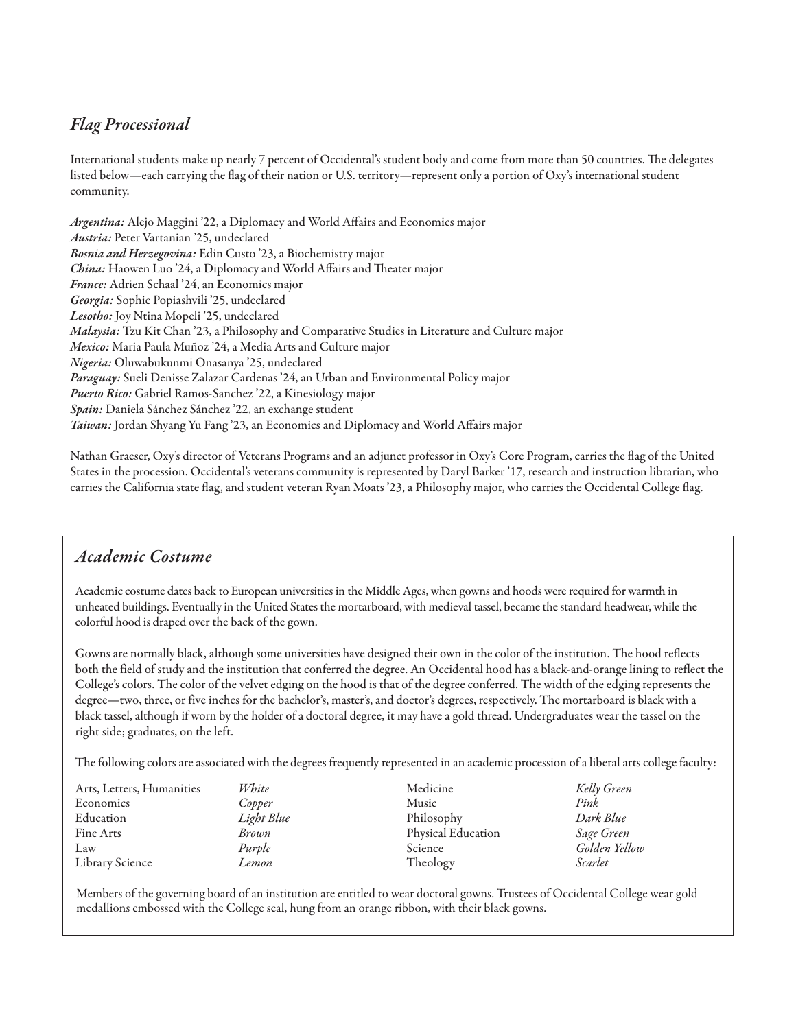## *Flag Processional*

International students make up nearly 7 percent of Occidental's student body and come from more than 50 countries. The delegates listed below—each carrying the flag of their nation or U.S. territory—represent only a portion of Oxy's international student community.

*Argentina:* Alejo Maggini '22, a Diplomacy and World Affairs and Economics major
*Austria:* Peter Vartanian '25, undeclared
*Bosnia and Herzegovina:* Edin Custo '23, a Biochemistry major
*China:* Haowen Luo '24, a Diplomacy and World Affairs and Theater major
*France:* Adrien Schaal '24, an Economics major
*Georgia:* Sophie Popiashvili '25, undeclared
*Lesotho:* Joy Ntina Mopeli '25, undeclared
*Malaysia:* Tzu Kit Chan '23, a Philosophy and Comparative Studies in Literature and Culture major
*Mexico:* Maria Paula Muñoz '24, a Media Arts and Culture major
*Nigeria:* Oluwabukunmi Onasanya '25, undeclared
*Paraguay:* Sueli Denisse Zalazar Cardenas '24, an Urban and Environmental Policy major
*Puerto Rico:* Gabriel Ramos-Sanchez '22, a Kinesiology major
*Spain:* Daniela Sánchez Sánchez '22, an exchange student
*Taiwan:* Jordan Shyang Yu Fang '23, an Economics and Diplomacy and World Affairs major

Nathan Graeser, Oxy's director of Veterans Programs and an adjunct professor in Oxy's Core Program, carries the flag of the United States in the procession. Occidental's veterans community is represented by Daryl Barker '17, research and instruction librarian, who carries the California state flag, and student veteran Ryan Moats '23, a Philosophy major, who carries the Occidental College flag.

## *Academic Costume*

Academic costume dates back to European universities in the Middle Ages, when gowns and hoods were required for warmth in unheated buildings. Eventually in the United States the mortarboard, with medieval tassel, became the standard headwear, while the colorful hood is draped over the back of the gown.

Gowns are normally black, although some universities have designed their own in the color of the institution. The hood reflects both the field of study and the institution that conferred the degree. An Occidental hood has a black-and-orange lining to reflect the College's colors. The color of the velvet edging on the hood is that of the degree conferred. The width of the edging represents the degree—two, three, or five inches for the bachelor's, master's, and doctor's degrees, respectively. The mortarboard is black with a black tassel, although if worn by the holder of a doctoral degree, it may have a gold thread. Undergraduates wear the tassel on the right side; graduates, on the left.

The following colors are associated with the degrees frequently represented in an academic procession of a liberal arts college faculty:

| Degree | Color | Degree | Color |
|---|---|---|---|
| Arts, Letters, Humanities | *White* | Medicine | *Kelly Green* |
| Economics | *Copper* | Music | *Pink* |
| Education | *Light Blue* | Philosophy | *Dark Blue* |
| Fine Arts | *Brown* | Physical Education | *Sage Green* |
| Law | *Purple* | Science | *Golden Yellow* |
| Library Science | *Lemon* | Theology | *Scarlet* |

Members of the governing board of an institution are entitled to wear doctoral gowns. Trustees of Occidental College wear gold medallions embossed with the College seal, hung from an orange ribbon, with their black gowns.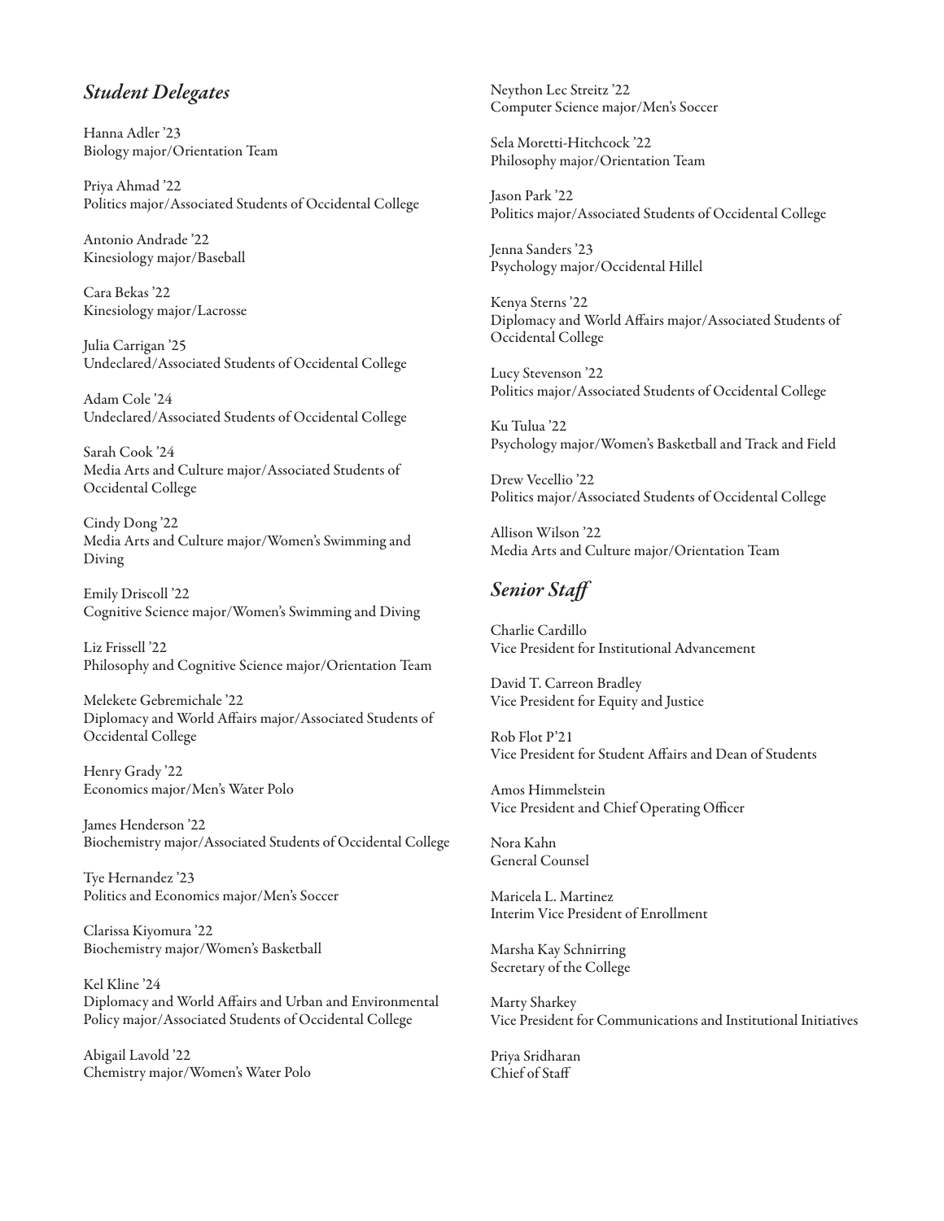## *Student Delegates*

Hanna Adler '23
Biology major/Orientation Team

Priya Ahmad '22
Politics major/Associated Students of Occidental College

Antonio Andrade '22
Kinesiology major/Baseball

Cara Bekas '22
Kinesiology major/Lacrosse

Julia Carrigan '25
Undeclared/Associated Students of Occidental College

Adam Cole '24
Undeclared/Associated Students of Occidental College

Sarah Cook '24
Media Arts and Culture major/Associated Students of Occidental College

Cindy Dong '22
Media Arts and Culture major/Women's Swimming and Diving

Emily Driscoll '22
Cognitive Science major/Women's Swimming and Diving

Liz Frissell '22
Philosophy and Cognitive Science major/Orientation Team

Melekete Gebremichale '22
Diplomacy and World Affairs major/Associated Students of Occidental College

Henry Grady '22
Economics major/Men's Water Polo

James Henderson '22
Biochemistry major/Associated Students of Occidental College

Tye Hernandez '23
Politics and Economics major/Men's Soccer

Clarissa Kiyomura '22
Biochemistry major/Women's Basketball

Kel Kline '24
Diplomacy and World Affairs and Urban and Environmental Policy major/Associated Students of Occidental College

Abigail Lavold '22
Chemistry major/Women's Water Polo

Neython Lec Streitz '22
Computer Science major/Men's Soccer

Sela Moretti-Hitchcock '22
Philosophy major/Orientation Team

Jason Park '22
Politics major/Associated Students of Occidental College

Jenna Sanders '23
Psychology major/Occidental Hillel

Kenya Sterns '22
Diplomacy and World Affairs major/Associated Students of Occidental College

Lucy Stevenson '22
Politics major/Associated Students of Occidental College

Ku Tulua '22
Psychology major/Women's Basketball and Track and Field

Drew Vecellio '22
Politics major/Associated Students of Occidental College

Allison Wilson '22
Media Arts and Culture major/Orientation Team

## *Senior Staff*

Charlie Cardillo
Vice President for Institutional Advancement

David T. Carreon Bradley
Vice President for Equity and Justice

Rob Flot P'21
Vice President for Student Affairs and Dean of Students

Amos Himmelstein
Vice President and Chief Operating Officer

Nora Kahn
General Counsel

Maricela L. Martinez
Interim Vice President of Enrollment

Marsha Kay Schnirring
Secretary of the College

Marty Sharkey
Vice President for Communications and Institutional Initiatives

Priya Sridharan
Chief of Staff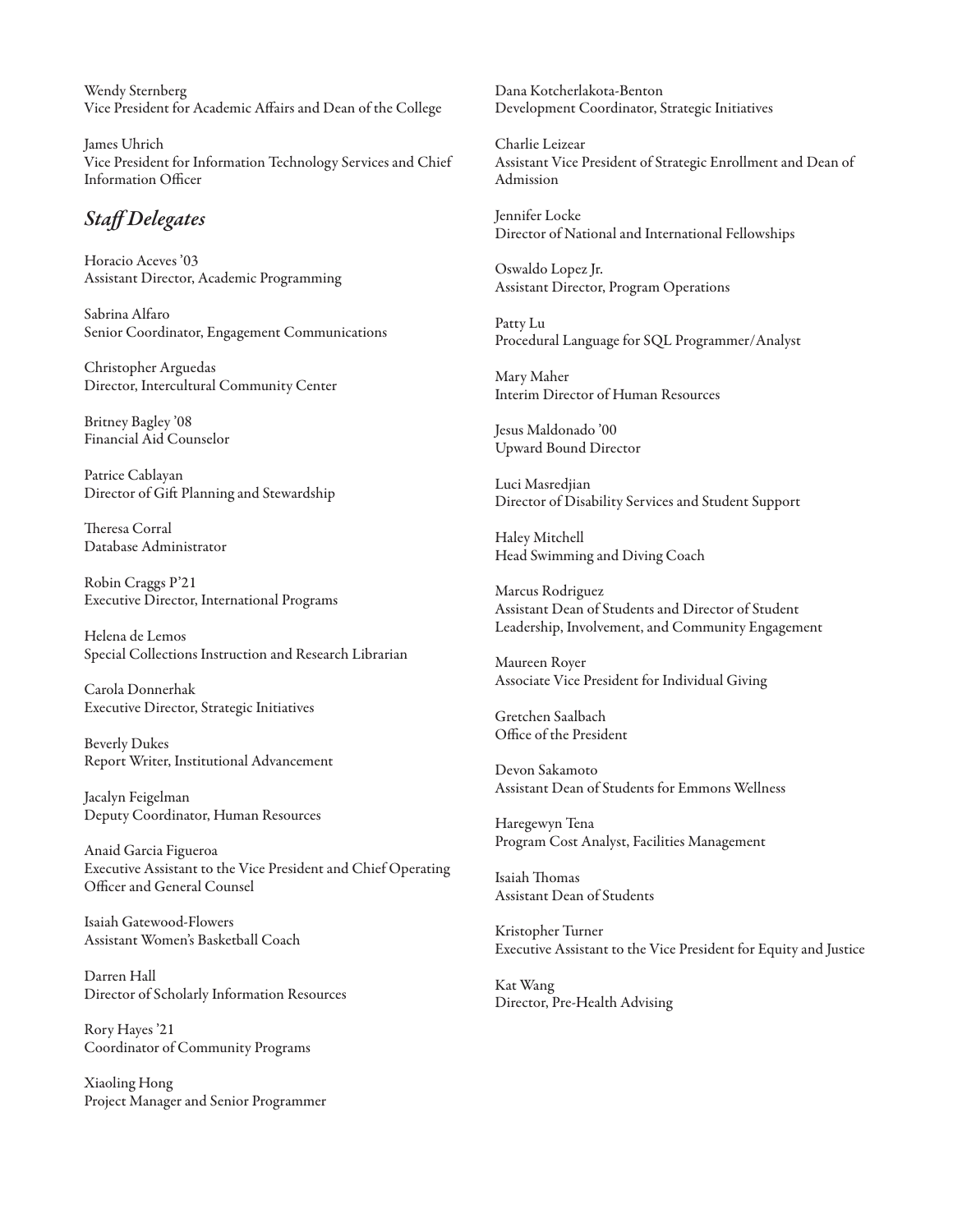Wendy Sternberg
Vice President for Academic Affairs and Dean of the College

James Uhrich
Vice President for Information Technology Services and Chief Information Officer

## *Staff Delegates*

Horacio Aceves '03
Assistant Director, Academic Programming

Sabrina Alfaro
Senior Coordinator, Engagement Communications

Christopher Arguedas
Director, Intercultural Community Center

Britney Bagley '08
Financial Aid Counselor

Patrice Cablayan
Director of Gift Planning and Stewardship

Theresa Corral
Database Administrator

Robin Craggs P'21
Executive Director, International Programs

Helena de Lemos
Special Collections Instruction and Research Librarian

Carola Donnerhak
Executive Director, Strategic Initiatives

Beverly Dukes
Report Writer, Institutional Advancement

Jacalyn Feigelman
Deputy Coordinator, Human Resources

Anaid Garcia Figueroa
Executive Assistant to the Vice President and Chief Operating Officer and General Counsel

Isaiah Gatewood-Flowers
Assistant Women's Basketball Coach

Darren Hall
Director of Scholarly Information Resources

Rory Hayes '21
Coordinator of Community Programs

Xiaoling Hong
Project Manager and Senior Programmer

Dana Kotcherlakota-Benton
Development Coordinator, Strategic Initiatives

Charlie Leizear
Assistant Vice President of Strategic Enrollment and Dean of Admission

Jennifer Locke
Director of National and International Fellowships

Oswaldo Lopez Jr.
Assistant Director, Program Operations

Patty Lu
Procedural Language for SQL Programmer/Analyst

Mary Maher
Interim Director of Human Resources

Jesus Maldonado '00
Upward Bound Director

Luci Masredjian
Director of Disability Services and Student Support

Haley Mitchell
Head Swimming and Diving Coach

Marcus Rodriguez
Assistant Dean of Students and Director of Student Leadership, Involvement, and Community Engagement

Maureen Royer
Associate Vice President for Individual Giving

Gretchen Saalbach
Office of the President

Devon Sakamoto
Assistant Dean of Students for Emmons Wellness

Haregewyn Tena
Program Cost Analyst, Facilities Management

Isaiah Thomas
Assistant Dean of Students

Kristopher Turner
Executive Assistant to the Vice President for Equity and Justice

Kat Wang
Director, Pre-Health Advising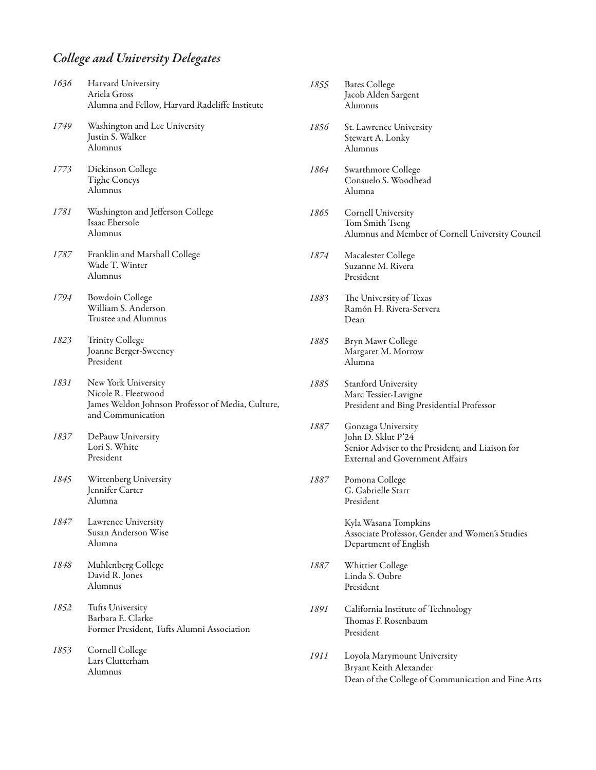## *College and University Delegates*

*1636* Harvard University
Ariela Gross
Alumna and Fellow, Harvard Radcliffe Institute

*1749* Washington and Lee University
Justin S. Walker
Alumnus

*1773* Dickinson College
Tighe Coneys
Alumnus

*1781* Washington and Jefferson College
Isaac Ebersole
Alumnus

*1787* Franklin and Marshall College
Wade T. Winter
Alumnus

*1794* Bowdoin College
William S. Anderson
Trustee and Alumnus

*1823* Trinity College
Joanne Berger-Sweeney
President

*1831* New York University
Nicole R. Fleetwood
James Weldon Johnson Professor of Media, Culture, and Communication

*1837* DePauw University
Lori S. White
President

*1845* Wittenberg University
Jennifer Carter
Alumna

*1847* Lawrence University
Susan Anderson Wise
Alumna

*1848* Muhlenberg College
David R. Jones
Alumnus

*1852* Tufts University
Barbara E. Clarke
Former President, Tufts Alumni Association

*1853* Cornell College
Lars Clutterham
Alumnus

*1855* Bates College
Jacob Alden Sargent
Alumnus

*1856* St. Lawrence University
Stewart A. Lonky
Alumnus

*1864* Swarthmore College
Consuelo S. Woodhead
Alumna

*1865* Cornell University
Tom Smith Tseng
Alumnus and Member of Cornell University Council

*1874* Macalester College
Suzanne M. Rivera
President

*1883* The University of Texas
Ramón H. Rivera-Servera
Dean

*1885* Bryn Mawr College
Margaret M. Morrow
Alumna

*1885* Stanford University
Marc Tessier-Lavigne
President and Bing Presidential Professor

*1887* Gonzaga University
John D. Sklut P'24
Senior Adviser to the President, and Liaison for External and Government Affairs

*1887* Pomona College
G. Gabrielle Starr
President

Kyla Wasana Tompkins
Associate Professor, Gender and Women's Studies
Department of English

*1887* Whittier College
Linda S. Oubre
President

*1891* California Institute of Technology
Thomas F. Rosenbaum
President

*1911* Loyola Marymount University
Bryant Keith Alexander
Dean of the College of Communication and Fine Arts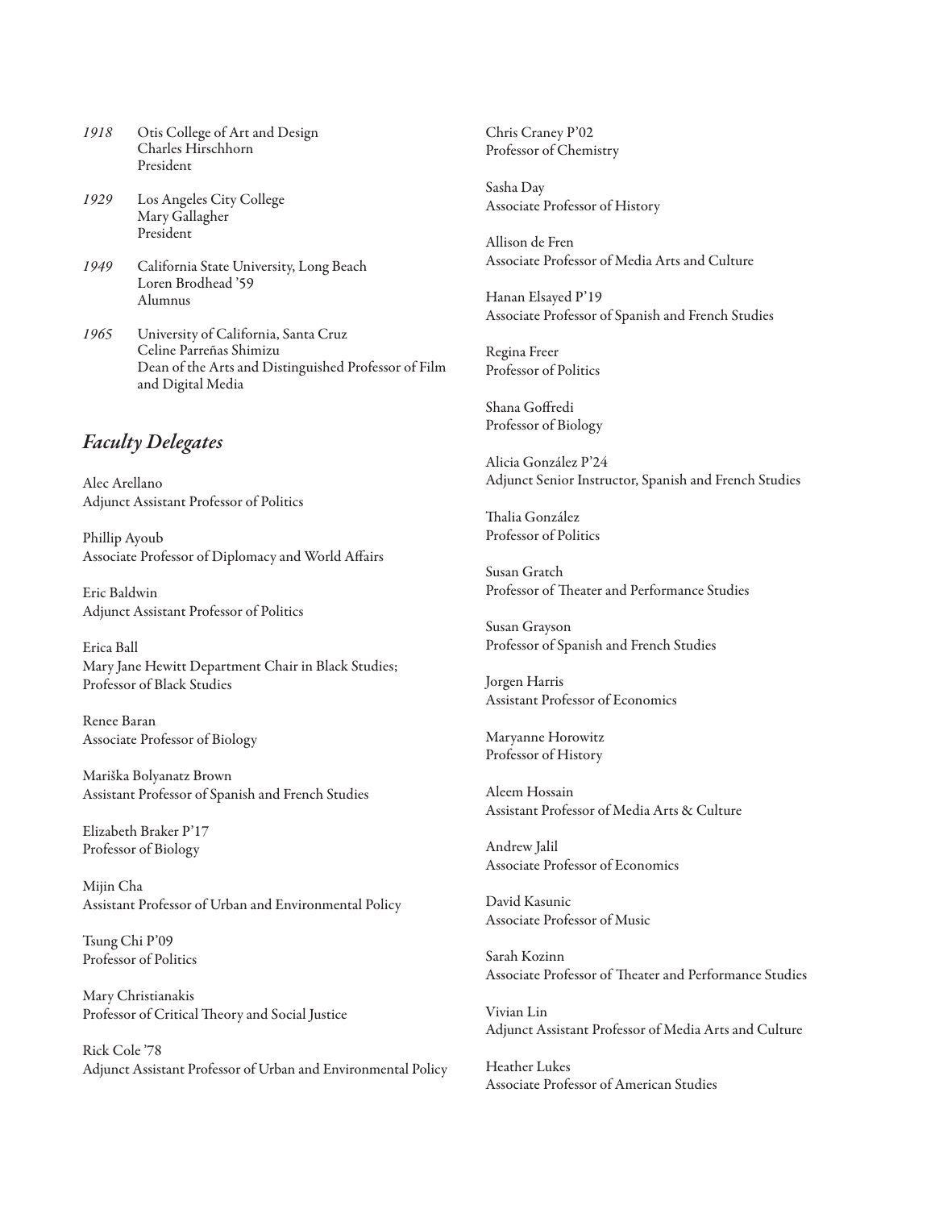*1918* Otis College of Art and Design
Charles Hirschhorn
President

*1929* Los Angeles City College
Mary Gallagher
President

*1949* California State University, Long Beach
Loren Brodhead '59
Alumnus

*1965* University of California, Santa Cruz
Celine Parreñas Shimizu
Dean of the Arts and Distinguished Professor of Film and Digital Media

## *Faculty Delegates*

Alec Arellano
Adjunct Assistant Professor of Politics

Phillip Ayoub
Associate Professor of Diplomacy and World Affairs

Eric Baldwin
Adjunct Assistant Professor of Politics

Erica Ball
Mary Jane Hewitt Department Chair in Black Studies; Professor of Black Studies

Renee Baran
Associate Professor of Biology

Mariška Bolyanatz Brown
Assistant Professor of Spanish and French Studies

Elizabeth Braker P'17
Professor of Biology

Mijin Cha
Assistant Professor of Urban and Environmental Policy

Tsung Chi P'09
Professor of Politics

Mary Christianakis
Professor of Critical Theory and Social Justice

Rick Cole '78
Adjunct Assistant Professor of Urban and Environmental Policy

Chris Craney P'02
Professor of Chemistry

Sasha Day
Associate Professor of History

Allison de Fren
Associate Professor of Media Arts and Culture

Hanan Elsayed P'19
Associate Professor of Spanish and French Studies

Regina Freer
Professor of Politics

Shana Goffredi
Professor of Biology

Alicia González P'24
Adjunct Senior Instructor, Spanish and French Studies

Thalia González
Professor of Politics

Susan Gratch
Professor of Theater and Performance Studies

Susan Grayson
Professor of Spanish and French Studies

Jorgen Harris
Assistant Professor of Economics

Maryanne Horowitz
Professor of History

Aleem Hossain
Assistant Professor of Media Arts & Culture

Andrew Jalil
Associate Professor of Economics

David Kasunic
Associate Professor of Music

Sarah Kozinn
Associate Professor of Theater and Performance Studies

Vivian Lin
Adjunct Assistant Professor of Media Arts and Culture

Heather Lukes
Associate Professor of American Studies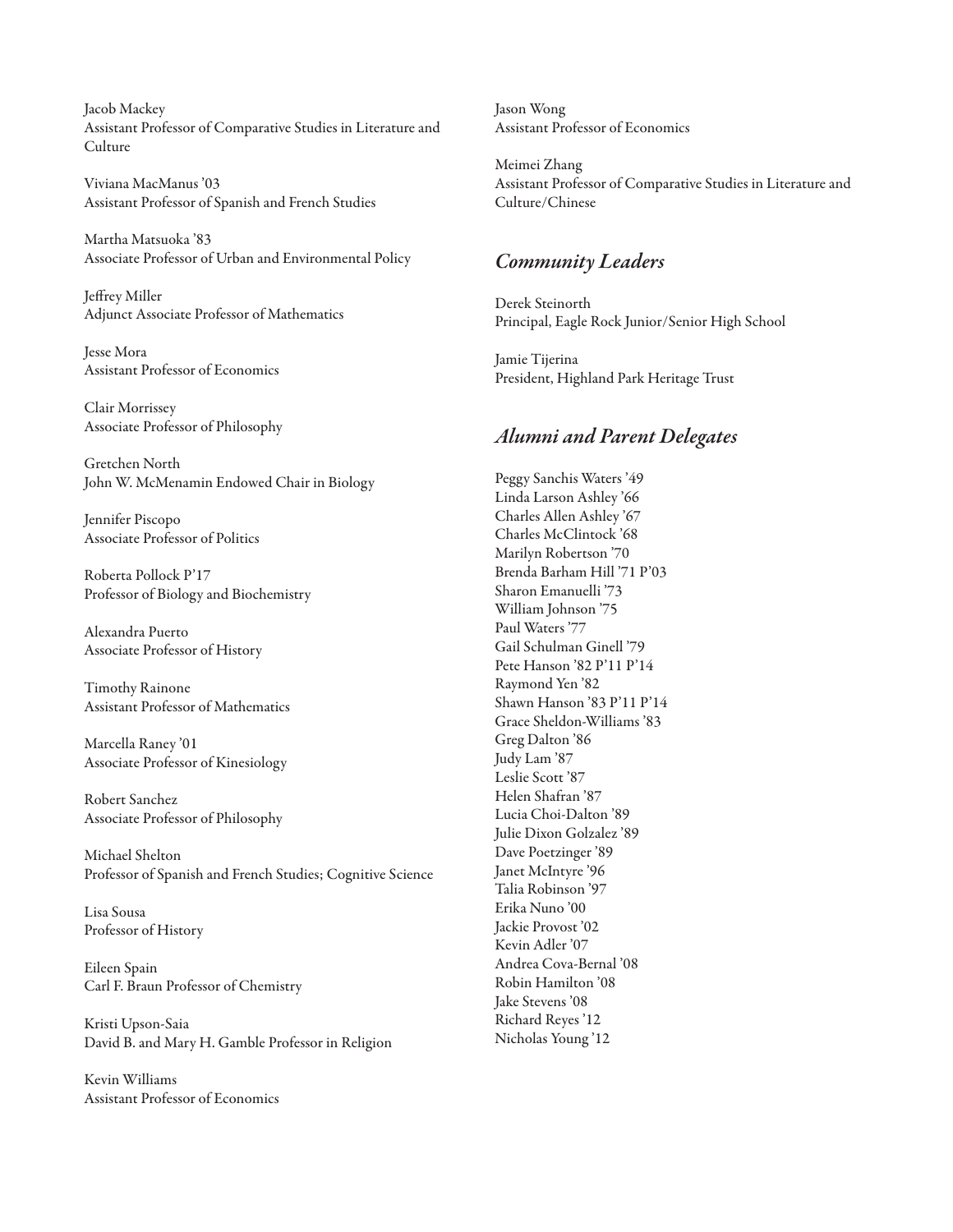Jacob Mackey
Assistant Professor of Comparative Studies in Literature and Culture

Viviana MacManus '03
Assistant Professor of Spanish and French Studies

Martha Matsuoka '83
Associate Professor of Urban and Environmental Policy

Jeffrey Miller
Adjunct Associate Professor of Mathematics

Jesse Mora
Assistant Professor of Economics

Clair Morrissey
Associate Professor of Philosophy

Gretchen North
John W. McMenamin Endowed Chair in Biology

Jennifer Piscopo
Associate Professor of Politics

Roberta Pollock P'17
Professor of Biology and Biochemistry

Alexandra Puerto
Associate Professor of History

Timothy Rainone
Assistant Professor of Mathematics

Marcella Raney '01
Associate Professor of Kinesiology

Robert Sanchez
Associate Professor of Philosophy

Michael Shelton
Professor of Spanish and French Studies; Cognitive Science

Lisa Sousa
Professor of History

Eileen Spain
Carl F. Braun Professor of Chemistry

Kristi Upson-Saia
David B. and Mary H. Gamble Professor in Religion

Kevin Williams
Assistant Professor of Economics

Jason Wong
Assistant Professor of Economics

Meimei Zhang
Assistant Professor of Comparative Studies in Literature and Culture/Chinese

## *Community Leaders*

Derek Steinorth
Principal, Eagle Rock Junior/Senior High School

Jamie Tijerina
President, Highland Park Heritage Trust

## *Alumni and Parent Delegates*

Peggy Sanchis Waters '49
Linda Larson Ashley '66
Charles Allen Ashley '67
Charles McClintock '68
Marilyn Robertson '70
Brenda Barham Hill '71 P'03
Sharon Emanuelli '73
William Johnson '75
Paul Waters '77
Gail Schulman Ginell '79
Pete Hanson '82 P'11 P'14
Raymond Yen '82
Shawn Hanson '83 P'11 P'14
Grace Sheldon-Williams '83
Greg Dalton '86
Judy Lam '87
Leslie Scott '87
Helen Shafran '87
Lucia Choi-Dalton '89
Julie Dixon Golzalez '89
Dave Poetzinger '89
Janet McIntyre '96
Talia Robinson '97
Erika Nuno '00
Jackie Provost '02
Kevin Adler '07
Andrea Cova-Bernal '08
Robin Hamilton '08
Jake Stevens '08
Richard Reyes '12
Nicholas Young '12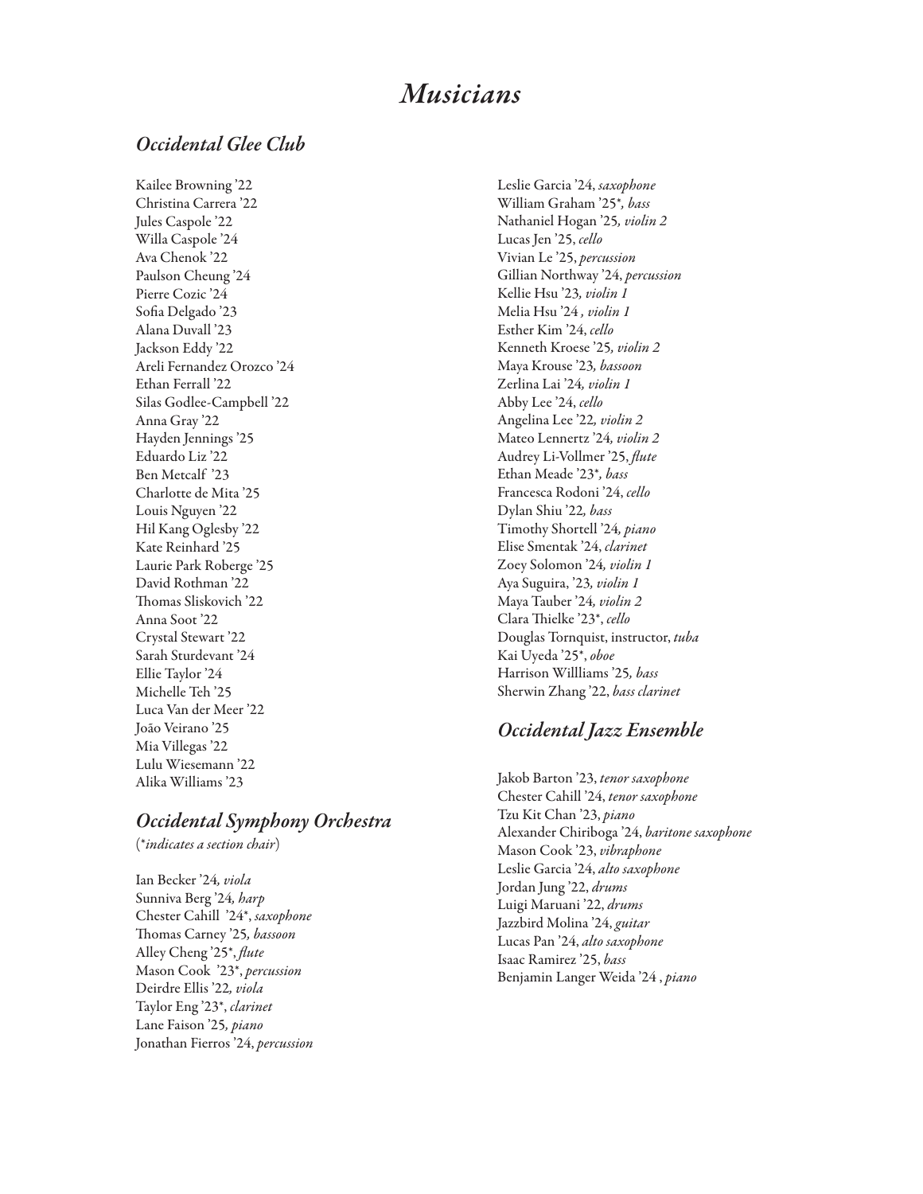# *Musicians*

## *Occidental Glee Club*

Kailee Browning '22
Christina Carrera '22
Jules Caspole '22
Willa Caspole '24
Ava Chenok '22
Paulson Cheung '24
Pierre Cozic '24
Sofia Delgado '23
Alana Duvall '23
Jackson Eddy '22
Areli Fernandez Orozco '24
Ethan Ferrall '22
Silas Godlee-Campbell '22
Anna Gray '22
Hayden Jennings '25
Eduardo Liz '22
Ben Metcalf '23
Charlotte de Mita '25
Louis Nguyen '22
Hil Kang Oglesby '22
Kate Reinhard '25
Laurie Park Roberge '25
David Rothman '22
Thomas Sliskovich '22
Anna Soot '22
Crystal Stewart '22
Sarah Sturdevant '24
Ellie Taylor '24
Michelle Teh '25
Luca Van der Meer '22
João Veirano '25
Mia Villegas '22
Lulu Wiesemann '22
Alika Williams '23

## *Occidental Symphony Orchestra*

(*\*indicates a section chair*)

Ian Becker '24, *viola*
Sunniva Berg '24, *harp*
Chester Cahill '24*, *saxophone*
Thomas Carney '25, *bassoon*
Alley Cheng '25*, *flute*
Mason Cook '23*, *percussion*
Deirdre Ellis '22, *viola*
Taylor Eng '23*, *clarinet*
Lane Faison '25, *piano*
Jonathan Fierros '24, *percussion*
Leslie Garcia '24, *saxophone*
William Graham '25*, *bass*
Nathaniel Hogan '25, *violin 2*
Lucas Jen '25, *cello*
Vivian Le '25, *percussion*
Gillian Northway '24, *percussion*
Kellie Hsu '23, *violin 1*
Melia Hsu '24 , *violin 1*
Esther Kim '24, *cello*
Kenneth Kroese '25, *violin 2*
Maya Krouse '23, *bassoon*
Zerlina Lai '24, *violin 1*
Abby Lee '24, *cello*
Angelina Lee '22, *violin 2*
Mateo Lennertz '24, *violin 2*
Audrey Li-Vollmer '25, *flute*
Ethan Meade '23*, *bass*
Francesca Rodoni '24, *cello*
Dylan Shiu '22, *bass*
Timothy Shortell '24, *piano*
Elise Smentak '24, *clarinet*
Zoey Solomon '24, *violin 1*
Aya Suguira, '23, *violin 1*
Maya Tauber '24, *violin 2*
Clara Thielke '23*, *cello*
Douglas Tornquist, instructor, *tuba*
Kai Uyeda '25*, *oboe*
Harrison Willliams '25, *bass*
Sherwin Zhang '22, *bass clarinet*

## *Occidental Jazz Ensemble*

Jakob Barton '23, *tenor saxophone*
Chester Cahill '24, *tenor saxophone*
Tzu Kit Chan '23, *piano*
Alexander Chiriboga '24, *baritone saxophone*
Mason Cook '23, *vibraphone*
Leslie Garcia '24, *alto saxophone*
Jordan Jung '22, *drums*
Luigi Maruani '22, *drums*
Jazzbird Molina '24, *guitar*
Lucas Pan '24, *alto saxophone*
Isaac Ramirez '25, *bass*
Benjamin Langer Weida '24 , *piano*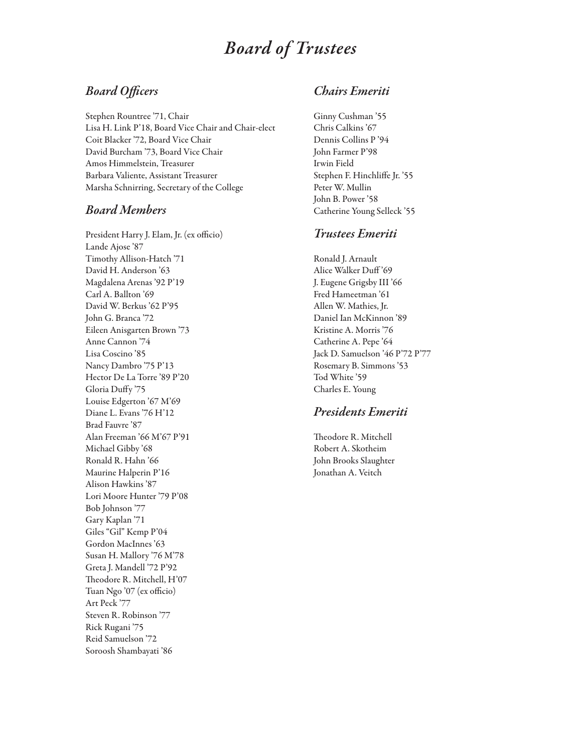# *Board of Trustees*

## *Board Officers*

Stephen Rountree '71, Chair
Lisa H. Link P'18, Board Vice Chair and Chair-elect
Coit Blacker '72, Board Vice Chair
David Burcham '73, Board Vice Chair
Amos Himmelstein, Treasurer
Barbara Valiente, Assistant Treasurer
Marsha Schnirring, Secretary of the College

## *Board Members*

President Harry J. Elam, Jr. (ex officio)
Lande Ajose '87
Timothy Allison-Hatch '71
David H. Anderson '63
Magdalena Arenas '92 P'19
Carl A. Ballton '69
David W. Berkus '62 P'95
John G. Branca '72
Eileen Anisgarten Brown '73
Anne Cannon '74
Lisa Coscino '85
Nancy Dambro '75 P'13
Hector De La Torre '89 P'20
Gloria Duffy '75
Louise Edgerton '67 M'69
Diane L. Evans '76 H'12
Brad Fauvre '87
Alan Freeman '66 M'67 P'91
Michael Gibby '68
Ronald R. Hahn '66
Maurine Halperin P'16
Alison Hawkins '87
Lori Moore Hunter '79 P'08
Bob Johnson '77
Gary Kaplan '71
Giles "Gil" Kemp P'04
Gordon MacInnes '63
Susan H. Mallory '76 M'78
Greta J. Mandell '72 P'92
Theodore R. Mitchell, H'07
Tuan Ngo '07 (ex officio)
Art Peck '77
Steven R. Robinson '77
Rick Rugani '75
Reid Samuelson '72
Soroosh Shambayati '86

## *Chairs Emeriti*

Ginny Cushman '55
Chris Calkins '67
Dennis Collins P '94
John Farmer P'98
Irwin Field
Stephen F. Hinchliffe Jr. '55
Peter W. Mullin
John B. Power '58
Catherine Young Selleck '55

## *Trustees Emeriti*

Ronald J. Arnault
Alice Walker Duff '69
J. Eugene Grigsby III '66
Fred Hameetman '61
Allen W. Mathies, Jr.
Daniel Ian McKinnon '89
Kristine A. Morris '76
Catherine A. Pepe '64
Jack D. Samuelson '46 P'72 P'77
Rosemary B. Simmons '53
Tod White '59
Charles E. Young

## *Presidents Emeriti*

Theodore R. Mitchell
Robert A. Skotheim
John Brooks Slaughter
Jonathan A. Veitch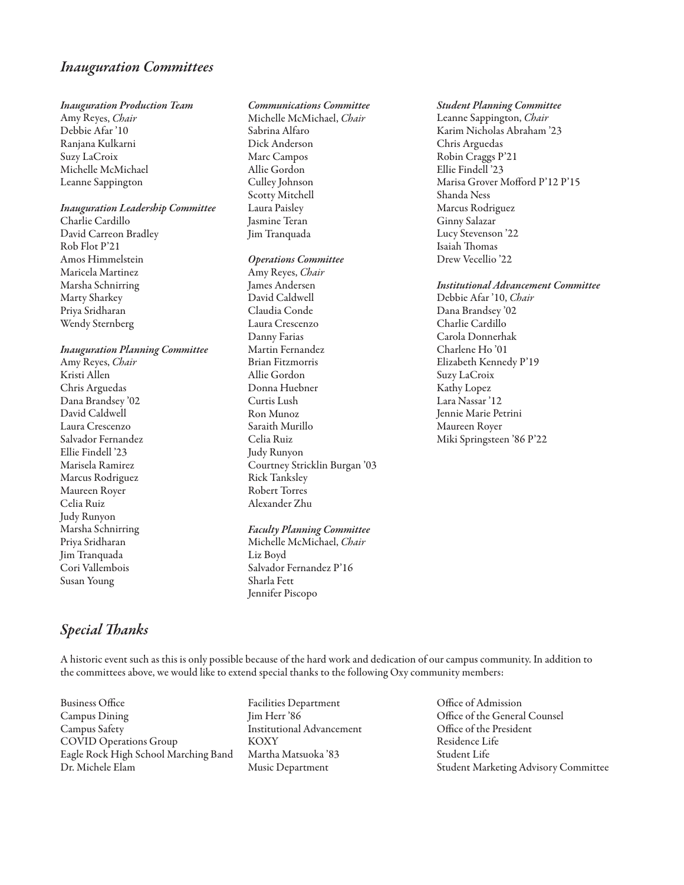## *Inauguration Committees*

***Inauguration Production Team***

Amy Reyes, *Chair*
Debbie Afar '10
Ranjana Kulkarni
Suzy LaCroix
Michelle McMichael
Leanne Sappington

***Inauguration Leadership Committee***

Charlie Cardillo
David Carreon Bradley
Rob Flot P'21
Amos Himmelstein
Maricela Martinez
Marsha Schnirring
Marty Sharkey
Priya Sridharan
Wendy Sternberg

***Inauguration Planning Committee***

Amy Reyes, *Chair*
Kristi Allen
Chris Arguedas
Dana Brandsey '02
David Caldwell
Laura Crescenzo
Salvador Fernandez
Ellie Findell '23
Marisela Ramirez
Marcus Rodriguez
Maureen Royer
Celia Ruiz
Judy Runyon
Marsha Schnirring
Priya Sridharan
Jim Tranquada
Cori Vallembois
Susan Young

***Communications Committee***

Michelle McMichael, *Chair*
Sabrina Alfaro
Dick Anderson
Marc Campos
Allie Gordon
Culley Johnson
Scotty Mitchell
Laura Paisley
Jasmine Teran
Jim Tranquada

***Operations Committee***

Amy Reyes, *Chair*
James Andersen
David Caldwell
Claudia Conde
Laura Crescenzo
Danny Farias
Martin Fernandez
Brian Fitzmorris
Allie Gordon
Donna Huebner
Curtis Lush
Ron Munoz
Saraith Murillo
Celia Ruiz
Judy Runyon
Courtney Stricklin Burgan '03
Rick Tanksley
Robert Torres
Alexander Zhu

***Faculty Planning Committee***

Michelle McMichael, *Chair*
Liz Boyd
Salvador Fernandez P'16
Sharla Fett
Jennifer Piscopo

***Student Planning Committee***

Leanne Sappington, *Chair*
Karim Nicholas Abraham '23
Chris Arguedas
Robin Craggs P'21
Ellie Findell '23
Marisa Grover Mofford P'12 P'15
Shanda Ness
Marcus Rodriguez
Ginny Salazar
Lucy Stevenson '22
Isaiah Thomas
Drew Vecellio '22

***Institutional Advancement Committee***

Debbie Afar '10, *Chair*
Dana Brandsey '02
Charlie Cardillo
Carola Donnerhak
Charlene Ho '01
Elizabeth Kennedy P'19
Suzy LaCroix
Kathy Lopez
Lara Nassar '12
Jennie Marie Petrini
Maureen Royer
Miki Springsteen '86 P'22

## *Special Thanks*

A historic event such as this is only possible because of the hard work and dedication of our campus community. In addition to the committees above, we would like to extend special thanks to the following Oxy community members:

Business Office
Campus Dining
Campus Safety
COVID Operations Group
Eagle Rock High School Marching Band
Dr. Michele Elam
Facilities Department
Jim Herr '86
Institutional Advancement
KOXY
Martha Matsuoka '83
Music Department
Office of Admission
Office of the General Counsel
Office of the President
Residence Life
Student Life
Student Marketing Advisory Committee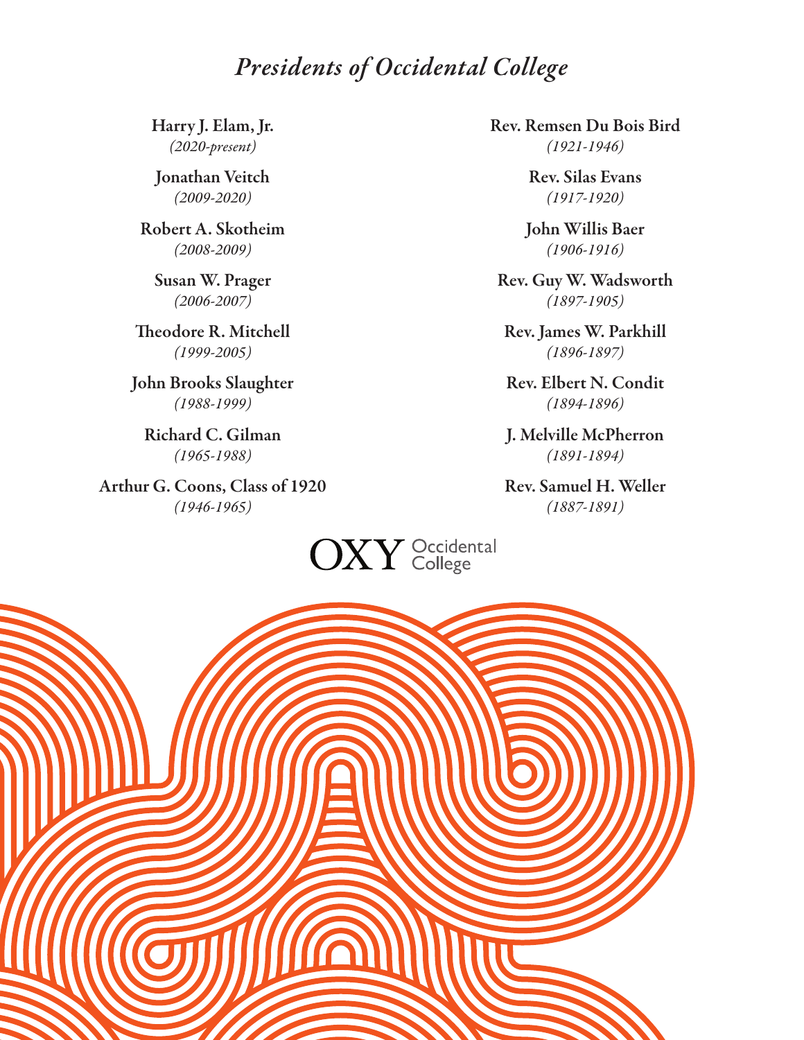# *Presidents of Occidental College*

**Harry J. Elam, Jr.**
*(2020-present)*

**Jonathan Veitch**
*(2009-2020)*

**Robert A. Skotheim**
*(2008-2009)*

**Susan W. Prager**
*(2006-2007)*

**Theodore R. Mitchell**
*(1999-2005)*

**John Brooks Slaughter**
*(1988-1999)*

**Richard C. Gilman**
*(1965-1988)*

**Arthur G. Coons, Class of 1920**
*(1946-1965)*

**Rev. Remsen Du Bois Bird**
*(1921-1946)*

**Rev. Silas Evans**
*(1917-1920)*

**John Willis Baer**
*(1906-1916)*

**Rev. Guy W. Wadsworth**
*(1897-1905)*

**Rev. James W. Parkhill**
*(1896-1897)*

**Rev. Elbert N. Condit**
*(1894-1896)*

**J. Melville McPherron**
*(1891-1894)*

**Rev. Samuel H. Weller**
*(1887-1891)*

OXY Occidental College